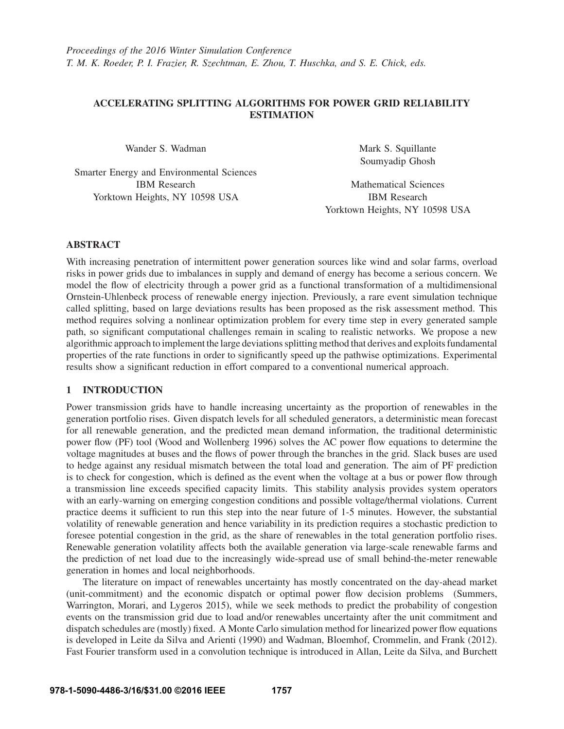# ACCELERATING SPLITTING ALGORITHMS FOR POWER GRID RELIABILITY ESTIMATION

Wander S. Wadman

Smarter Energy and Environmental Sciences
IBM Research
Yorktown Heights, NY 10598 USA

Mark S. Squillante
Soumyadip Ghosh

Mathematical Sciences
IBM Research
Yorktown Heights, NY 10598 USA

## ABSTRACT

With increasing penetration of intermittent power generation sources like wind and solar farms, overload risks in power grids due to imbalances in supply and demand of energy has become a serious concern. We model the flow of electricity through a power grid as a functional transformation of a multidimensional Ornstein-Uhlenbeck process of renewable energy injection. Previously, a rare event simulation technique called splitting, based on large deviations results has been proposed as the risk assessment method. This method requires solving a nonlinear optimization problem for every time step in every generated sample path, so significant computational challenges remain in scaling to realistic networks. We propose a new algorithmic approach to implement the large deviations splitting method that derives and exploits fundamental properties of the rate functions in order to significantly speed up the pathwise optimizations. Experimental results show a significant reduction in effort compared to a conventional numerical approach.

## 1 INTRODUCTION

Power transmission grids have to handle increasing uncertainty as the proportion of renewables in the generation portfolio rises. Given dispatch levels for all scheduled generators, a deterministic mean forecast for all renewable generation, and the predicted mean demand information, the traditional deterministic power flow (PF) tool (Wood and Wollenberg 1996) solves the AC power flow equations to determine the voltage magnitudes at buses and the flows of power through the branches in the grid. Slack buses are used to hedge against any residual mismatch between the total load and generation. The aim of PF prediction is to check for congestion, which is defined as the event when the voltage at a bus or power flow through a transmission line exceeds specified capacity limits. This stability analysis provides system operators with an early-warning on emerging congestion conditions and possible voltage/thermal violations. Current practice deems it sufficient to run this step into the near future of 1-5 minutes. However, the substantial volatility of renewable generation and hence variability in its prediction requires a stochastic prediction to foresee potential congestion in the grid, as the share of renewables in the total generation portfolio rises. Renewable generation volatility affects both the available generation via large-scale renewable farms and the prediction of net load due to the increasingly wide-spread use of small behind-the-meter renewable generation in homes and local neighborhoods.

The literature on impact of renewables uncertainty has mostly concentrated on the day-ahead market (unit-commitment) and the economic dispatch or optimal power flow decision problems (Summers, Warrington, Morari, and Lygeros 2015), while we seek methods to predict the probability of congestion events on the transmission grid due to load and/or renewables uncertainty after the unit commitment and dispatch schedules are (mostly) fixed. A Monte Carlo simulation method for linearized power flow equations is developed in Leite da Silva and Arienti (1990) and Wadman, Bloemhof, Crommelin, and Frank (2012). Fast Fourier transform used in a convolution technique is introduced in Allan, Leite da Silva, and Burchett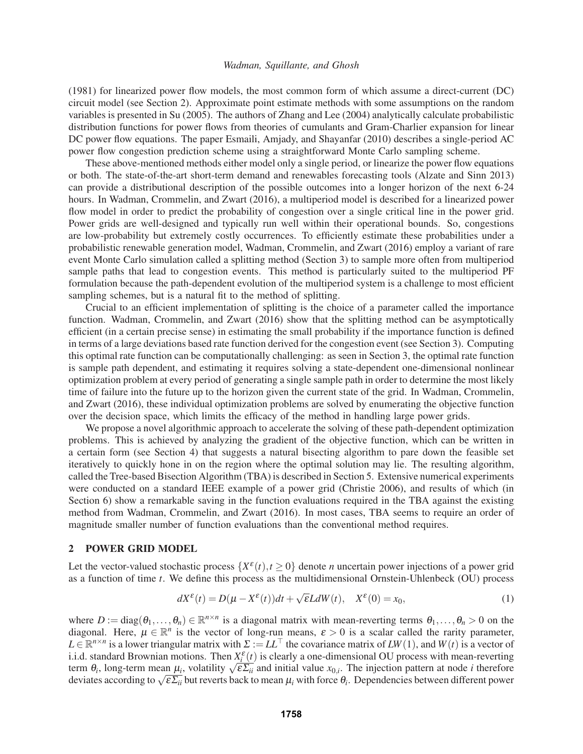(1981) for linearized power flow models, the most common form of which assume a direct-current (DC) circuit model (see Section 2). Approximate point estimate methods with some assumptions on the random variables is presented in Su (2005). The authors of Zhang and Lee (2004) analytically calculate probabilistic distribution functions for power flows from theories of cumulants and Gram-Charlier expansion for linear DC power flow equations. The paper Esmaili, Amjady, and Shayanfar (2010) describes a single-period AC power flow congestion prediction scheme using a straightforward Monte Carlo sampling scheme.

These above-mentioned methods either model only a single period, or linearize the power flow equations or both. The state-of-the-art short-term demand and renewables forecasting tools (Alzate and Sinn 2013) can provide a distributional description of the possible outcomes into a longer horizon of the next 6-24 hours. In Wadman, Crommelin, and Zwart (2016), a multiperiod model is described for a linearized power flow model in order to predict the probability of congestion over a single critical line in the power grid. Power grids are well-designed and typically run well within their operational bounds. So, congestions are low-probability but extremely costly occurrences. To efficiently estimate these probabilities under a probabilistic renewable generation model, Wadman, Crommelin, and Zwart (2016) employ a variant of rare event Monte Carlo simulation called a splitting method (Section 3) to sample more often from multiperiod sample paths that lead to congestion events. This method is particularly suited to the multiperiod PF formulation because the path-dependent evolution of the multiperiod system is a challenge to most efficient sampling schemes, but is a natural fit to the method of splitting.

Crucial to an efficient implementation of splitting is the choice of a parameter called the importance function. Wadman, Crommelin, and Zwart (2016) show that the splitting method can be asymptotically efficient (in a certain precise sense) in estimating the small probability if the importance function is defined in terms of a large deviations based rate function derived for the congestion event (see Section 3). Computing this optimal rate function can be computationally challenging: as seen in Section 3, the optimal rate function is sample path dependent, and estimating it requires solving a state-dependent one-dimensional nonlinear optimization problem at every period of generating a single sample path in order to determine the most likely time of failure into the future up to the horizon given the current state of the grid. In Wadman, Crommelin, and Zwart (2016), these individual optimization problems are solved by enumerating the objective function over the decision space, which limits the efficacy of the method in handling large power grids.

We propose a novel algorithmic approach to accelerate the solving of these path-dependent optimization problems. This is achieved by analyzing the gradient of the objective function, which can be written in a certain form (see Section 4) that suggests a natural bisecting algorithm to pare down the feasible set iteratively to quickly hone in on the region where the optimal solution may lie. The resulting algorithm, called the Tree-based Bisection Algorithm (TBA) is described in Section 5. Extensive numerical experiments were conducted on a standard IEEE example of a power grid (Christie 2006), and results of which (in Section 6) show a remarkable saving in the function evaluations required in the TBA against the existing method from Wadman, Crommelin, and Zwart (2016). In most cases, TBA seems to require an order of magnitude smaller number of function evaluations than the conventional method requires.

## 2 POWER GRID MODEL

Let the vector-valued stochastic process $\{X^\varepsilon(t), t \geq 0\}$ denote $n$ uncertain power injections of a power grid as a function of time $t$. We define this process as the multidimensional Ornstein-Uhlenbeck (OU) process

$$dX^\varepsilon(t) = D(\mu - X^\varepsilon(t))dt + \sqrt{\varepsilon} L dW(t), \quad X^\varepsilon(0) = x_0, \tag{1}$$

where $D := \text{diag}(\theta_1, \ldots, \theta_n) \in \mathbb{R}^{n \times n}$ is a diagonal matrix with mean-reverting terms $\theta_1, \ldots, \theta_n > 0$ on the diagonal. Here, $\mu \in \mathbb{R}^n$ is the vector of long-run means, $\varepsilon > 0$ is a scalar called the rarity parameter, $L \in \mathbb{R}^{n \times n}$ is a lower triangular matrix with $\Sigma := LL^\top$ the covariance matrix of $LW(1)$, and $W(t)$ is a vector of i.i.d. standard Brownian motions. Then $X_i^\varepsilon(t)$ is clearly a one-dimensional OU process with mean-reverting term $\theta_i$, long-term mean $\mu_i$, volatility $\sqrt{\varepsilon \Sigma_{ii}}$ and initial value $x_{0,i}$. The injection pattern at node $i$ therefore deviates according to $\sqrt{\varepsilon \Sigma_{ii}}$ but reverts back to mean $\mu_i$ with force $\theta_i$. Dependencies between different power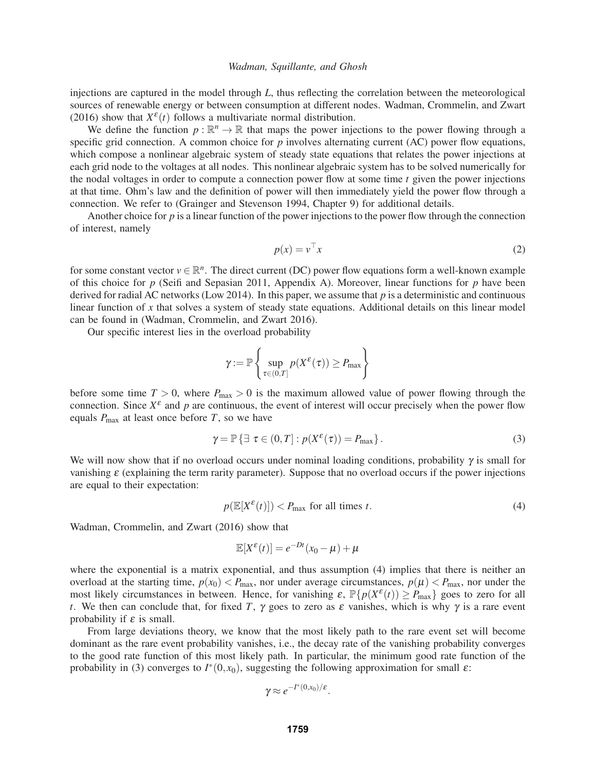injections are captured in the model through $L$, thus reflecting the correlation between the meteorological sources of renewable energy or between consumption at different nodes. Wadman, Crommelin, and Zwart (2016) show that $X^{\varepsilon}(t)$ follows a multivariate normal distribution.

We define the function $p : \mathbb{R}^n \to \mathbb{R}$ that maps the power injections to the power flowing through a specific grid connection. A common choice for $p$ involves alternating current (AC) power flow equations, which compose a nonlinear algebraic system of steady state equations that relates the power injections at each grid node to the voltages at all nodes. This nonlinear algebraic system has to be solved numerically for the nodal voltages in order to compute a connection power flow at some time $t$ given the power injections at that time. Ohm's law and the definition of power will then immediately yield the power flow through a connection. We refer to (Grainger and Stevenson 1994, Chapter 9) for additional details.

Another choice for $p$ is a linear function of the power injections to the power flow through the connection of interest, namely

$$p(x) = v^{\top} x \tag{2}$$

for some constant vector $v \in \mathbb{R}^n$. The direct current (DC) power flow equations form a well-known example of this choice for $p$ (Seifi and Sepasian 2011, Appendix A). Moreover, linear functions for $p$ have been derived for radial AC networks (Low 2014). In this paper, we assume that $p$ is a deterministic and continuous linear function of $x$ that solves a system of steady state equations. Additional details on this linear model can be found in (Wadman, Crommelin, and Zwart 2016).

Our specific interest lies in the overload probability

$$\gamma := \mathbb{P}\left\{ \sup_{\tau \in (0,T]} p(X^{\varepsilon}(\tau)) \geq P_{\max} \right\}$$

before some time $T > 0$, where $P_{\max} > 0$ is the maximum allowed value of power flowing through the connection. Since $X^{\varepsilon}$ and $p$ are continuous, the event of interest will occur precisely when the power flow equals $P_{\max}$ at least once before $T$, so we have

$$\gamma = \mathbb{P}\left\{ \exists\ \tau \in (0,T] : p(X^{\varepsilon}(\tau)) = P_{\max} \right\}. \tag{3}$$

We will now show that if no overload occurs under nominal loading conditions, probability $\gamma$ is small for vanishing $\varepsilon$ (explaining the term rarity parameter). Suppose that no overload occurs if the power injections are equal to their expectation:

$$p(\mathbb{E}[X^{\varepsilon}(t)]) < P_{\max} \text{ for all times } t. \tag{4}$$

Wadman, Crommelin, and Zwart (2016) show that

$$\mathbb{E}[X^{\varepsilon}(t)] = e^{-Dt}(x_0 - \mu) + \mu$$

where the exponential is a matrix exponential, and thus assumption (4) implies that there is neither an overload at the starting time, $p(x_0) < P_{\max}$, nor under average circumstances, $p(\mu) < P_{\max}$, nor under the most likely circumstances in between. Hence, for vanishing $\varepsilon$, $\mathbb{P}\{p(X^{\varepsilon}(t)) \geq P_{\max}\}$ goes to zero for all $t$. We then can conclude that, for fixed $T$, $\gamma$ goes to zero as $\varepsilon$ vanishes, which is why $\gamma$ is a rare event probability if $\varepsilon$ is small.

From large deviations theory, we know that the most likely path to the rare event set will become dominant as the rare event probability vanishes, i.e., the decay rate of the vanishing probability converges to the good rate function of this most likely path. In particular, the minimum good rate function of the probability in (3) converges to $I^*(0,x_0)$, suggesting the following approximation for small $\varepsilon$:

$$\gamma \approx e^{-I^*(0,x_0)/\varepsilon}.$$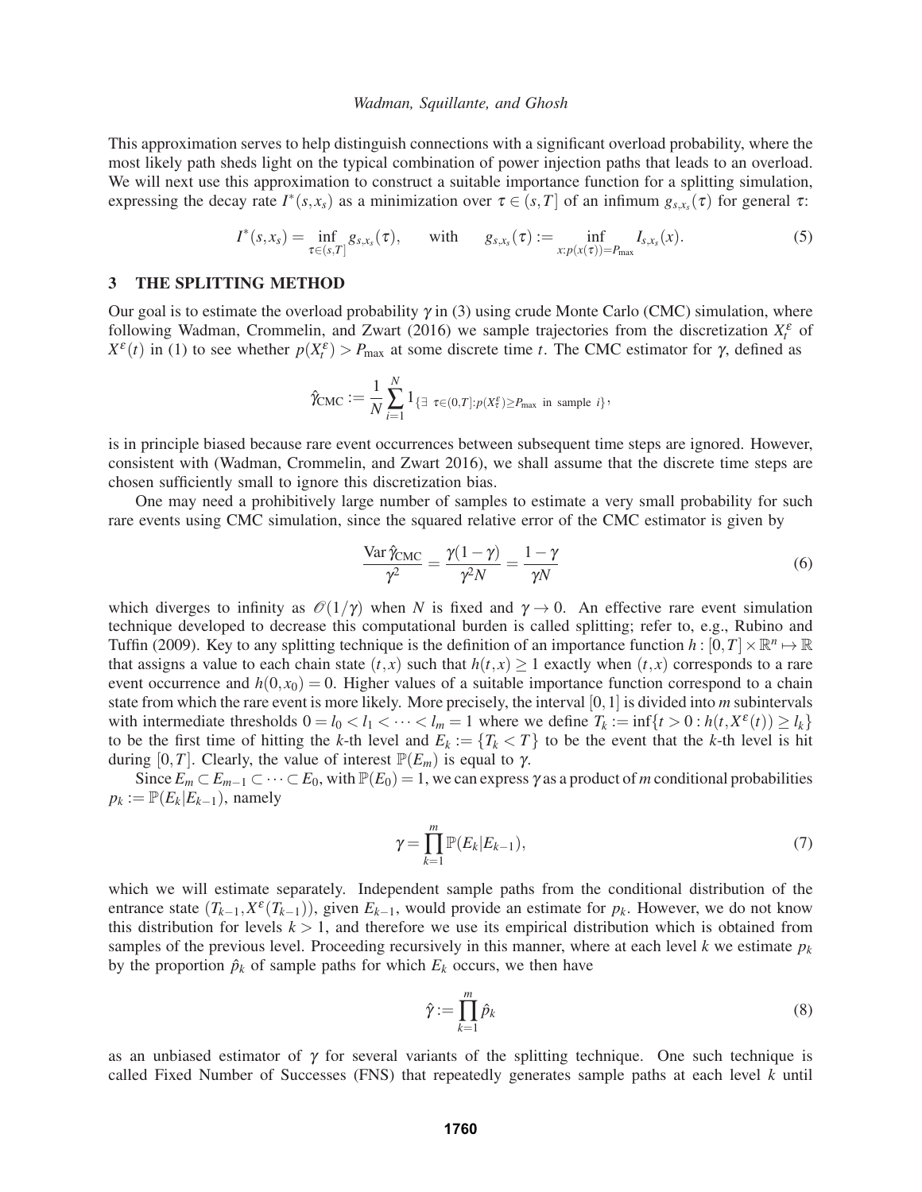This approximation serves to help distinguish connections with a significant overload probability, where the most likely path sheds light on the typical combination of power injection paths that leads to an overload. We will next use this approximation to construct a suitable importance function for a splitting simulation, expressing the decay rate $I^*(s,x_s)$ as a minimization over $\tau \in (s,T]$ of an infimum $g_{s,x_s}(\tau)$ for general $\tau$:

$$I^*(s,x_s) = \inf_{\tau \in (s,T]} g_{s,x_s}(\tau), \qquad \text{with} \qquad g_{s,x_s}(\tau) := \inf_{x: p(x(\tau)) = P_{\max}} I_{s,x_s}(x). \tag{5}$$

## 3 THE SPLITTING METHOD

Our goal is to estimate the overload probability $\gamma$ in (3) using crude Monte Carlo (CMC) simulation, where following Wadman, Crommelin, and Zwart (2016) we sample trajectories from the discretization $X_t^\varepsilon$ of $X^\varepsilon(t)$ in (1) to see whether $p(X_t^\varepsilon) > P_{\max}$ at some discrete time $t$. The CMC estimator for $\gamma$, defined as

$$\hat{\gamma}_{\text{CMC}} := \frac{1}{N} \sum_{i=1}^{N} 1_{\{\exists\ \tau \in (0,T]: p(X_\tau^\varepsilon) \geq P_{\max} \text{ in sample } i\}},$$

is in principle biased because rare event occurrences between subsequent time steps are ignored. However, consistent with (Wadman, Crommelin, and Zwart 2016), we shall assume that the discrete time steps are chosen sufficiently small to ignore this discretization bias.

One may need a prohibitively large number of samples to estimate a very small probability for such rare events using CMC simulation, since the squared relative error of the CMC estimator is given by

$$\frac{\operatorname{Var} \hat{\gamma}_{\text{CMC}}}{\gamma^2} = \frac{\gamma(1-\gamma)}{\gamma^2 N} = \frac{1-\gamma}{\gamma N} \tag{6}$$

which diverges to infinity as $\mathscr{O}(1/\gamma)$ when $N$ is fixed and $\gamma \to 0$. An effective rare event simulation technique developed to decrease this computational burden is called splitting; refer to, e.g., Rubino and Tuffin (2009). Key to any splitting technique is the definition of an importance function $h : [0,T] \times \mathbb{R}^n \mapsto \mathbb{R}$ that assigns a value to each chain state $(t,x)$ such that $h(t,x) \geq 1$ exactly when $(t,x)$ corresponds to a rare event occurrence and $h(0,x_0) = 0$. Higher values of a suitable importance function correspond to a chain state from which the rare event is more likely. More precisely, the interval $[0,1]$ is divided into $m$ subintervals with intermediate thresholds $0 = l_0 < l_1 < \cdots < l_m = 1$ where we define $T_k := \inf\{t > 0 : h(t, X^\varepsilon(t)) \geq l_k\}$ to be the first time of hitting the $k$-th level and $E_k := \{T_k < T\}$ to be the event that the $k$-th level is hit during $[0,T]$. Clearly, the value of interest $\mathbb{P}(E_m)$ is equal to $\gamma$.

Since $E_m \subset E_{m-1} \subset \cdots \subset E_0$, with $\mathbb{P}(E_0) = 1$, we can express $\gamma$ as a product of $m$ conditional probabilities $p_k := \mathbb{P}(E_k | E_{k-1})$, namely

$$\gamma = \prod_{k=1}^{m} \mathbb{P}(E_k | E_{k-1}), \tag{7}$$

which we will estimate separately. Independent sample paths from the conditional distribution of the entrance state $(T_{k-1}, X^\varepsilon(T_{k-1}))$, given $E_{k-1}$, would provide an estimate for $p_k$. However, we do not know this distribution for levels $k > 1$, and therefore we use its empirical distribution which is obtained from samples of the previous level. Proceeding recursively in this manner, where at each level $k$ we estimate $p_k$ by the proportion $\hat{p}_k$ of sample paths for which $E_k$ occurs, we then have

$$\hat{\gamma} := \prod_{k=1}^{m} \hat{p}_k \tag{8}$$

as an unbiased estimator of $\gamma$ for several variants of the splitting technique. One such technique is called Fixed Number of Successes (FNS) that repeatedly generates sample paths at each level $k$ until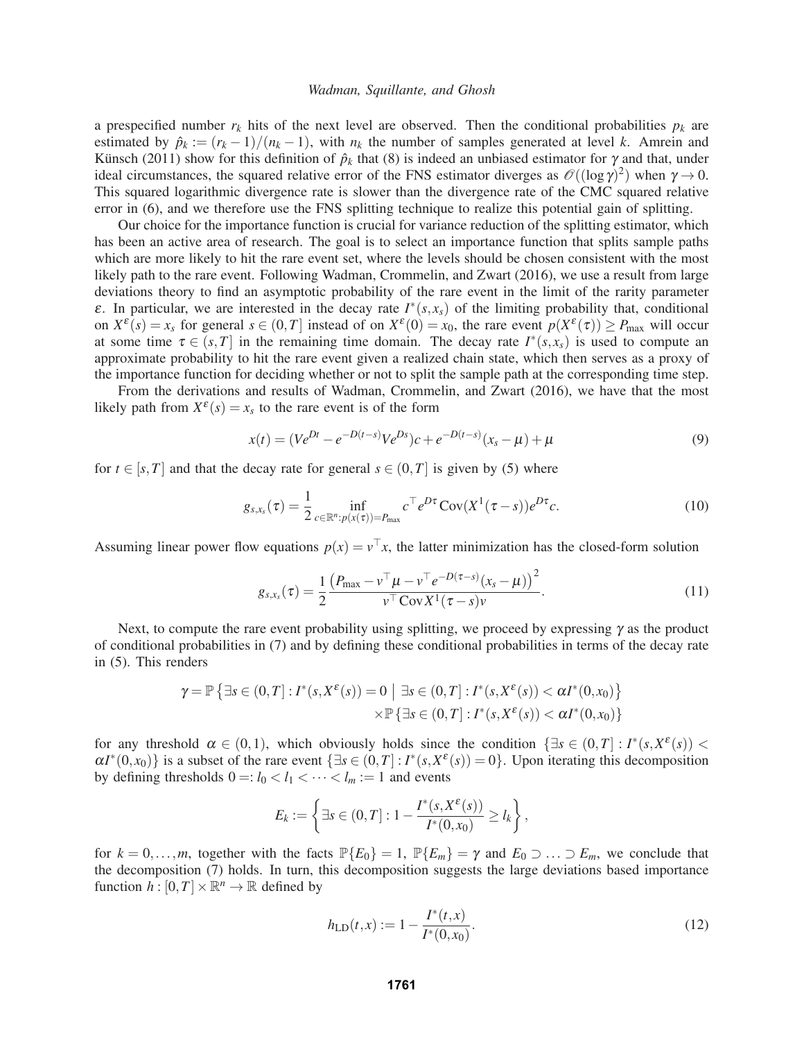a prespecified number $r_k$ hits of the next level are observed. Then the conditional probabilities $p_k$ are estimated by $\hat{p}_k := (r_k - 1)/(n_k - 1)$, with $n_k$ the number of samples generated at level $k$. Amrein and Künsch (2011) show for this definition of $\hat{p}_k$ that (8) is indeed an unbiased estimator for $\gamma$ and that, under ideal circumstances, the squared relative error of the FNS estimator diverges as $\mathscr{O}((\log \gamma)^2)$ when $\gamma \to 0$. This squared logarithmic divergence rate is slower than the divergence rate of the CMC squared relative error in (6), and we therefore use the FNS splitting technique to realize this potential gain of splitting.

Our choice for the importance function is crucial for variance reduction of the splitting estimator, which has been an active area of research. The goal is to select an importance function that splits sample paths which are more likely to hit the rare event set, where the levels should be chosen consistent with the most likely path to the rare event. Following Wadman, Crommelin, and Zwart (2016), we use a result from large deviations theory to find an asymptotic probability of the rare event in the limit of the rarity parameter $\varepsilon$. In particular, we are interested in the decay rate $I^*(s, x_s)$ of the limiting probability that, conditional on $X^\varepsilon(s) = x_s$ for general $s \in (0, T]$ instead of on $X^\varepsilon(0) = x_0$, the rare event $p(X^\varepsilon(\tau)) \geq P_{\max}$ will occur at some time $\tau \in (s, T]$ in the remaining time domain. The decay rate $I^*(s, x_s)$ is used to compute an approximate probability to hit the rare event given a realized chain state, which then serves as a proxy of the importance function for deciding whether or not to split the sample path at the corresponding time step.

From the derivations and results of Wadman, Crommelin, and Zwart (2016), we have that the most likely path from $X^\varepsilon(s) = x_s$ to the rare event is of the form

$$x(t) = (Ve^{Dt} - e^{-D(t-s)}Ve^{Ds})c + e^{-D(t-s)}(x_s - \mu) + \mu \tag{9}$$

for $t \in [s, T]$ and that the decay rate for general $s \in (0, T]$ is given by (5) where

$$g_{s,x_s}(\tau) = \frac{1}{2} \inf_{c \in \mathbb{R}^n : p(x(\tau)) = P_{\max}} c^\top e^{D\tau} \operatorname{Cov}(X^1(\tau - s)) e^{D\tau} c. \tag{10}$$

Assuming linear power flow equations $p(x) = v^\top x$, the latter minimization has the closed-form solution

$$g_{s,x_s}(\tau) = \frac{1}{2} \frac{\left(P_{\max} - v^\top \mu - v^\top e^{-D(\tau-s)}(x_s - \mu)\right)^2}{v^\top \operatorname{Cov} X^1(\tau - s) v}. \tag{11}$$

Next, to compute the rare event probability using splitting, we proceed by expressing $\gamma$ as the product of conditional probabilities in (7) and by defining these conditional probabilities in terms of the decay rate in (5). This renders

$$\gamma = \mathbb{P}\left\{\exists s \in (0, T] : I^*(s, X^\varepsilon(s)) = 0 \;\middle|\; \exists s \in (0, T] : I^*(s, X^\varepsilon(s)) < \alpha I^*(0, x_0)\right\} \\ \times \mathbb{P}\left\{\exists s \in (0, T] : I^*(s, X^\varepsilon(s)) < \alpha I^*(0, x_0)\right\}$$

for any threshold $\alpha \in (0, 1)$, which obviously holds since the condition $\{\exists s \in (0, T] : I^*(s, X^\varepsilon(s)) < \alpha I^*(0, x_0)\}$ is a subset of the rare event $\{\exists s \in (0, T] : I^*(s, X^\varepsilon(s)) = 0\}$. Upon iterating this decomposition by defining thresholds $0 =: l_0 < l_1 < \cdots < l_m := 1$ and events

$$E_k := \left\{\exists s \in (0, T] : 1 - \frac{I^*(s, X^\varepsilon(s))}{I^*(0, x_0)} \geq l_k\right\},$$

for $k = 0, \ldots, m$, together with the facts $\mathbb{P}\{E_0\} = 1$, $\mathbb{P}\{E_m\} = \gamma$ and $E_0 \supset \ldots \supset E_m$, we conclude that the decomposition (7) holds. In turn, this decomposition suggests the large deviations based importance function $h : [0, T] \times \mathbb{R}^n \to \mathbb{R}$ defined by

$$h_{\text{LD}}(t, x) := 1 - \frac{I^*(t, x)}{I^*(0, x_0)}. \tag{12}$$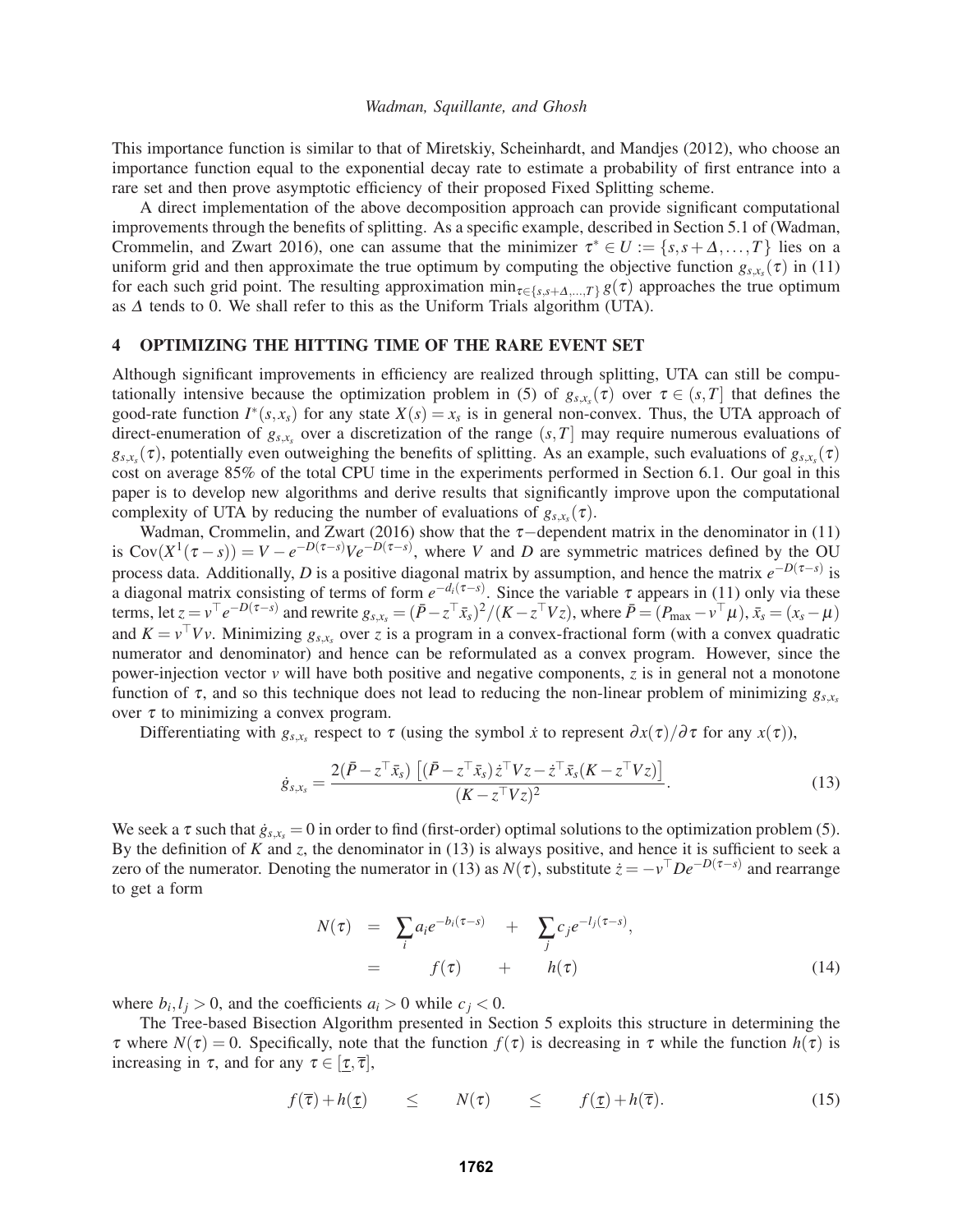This importance function is similar to that of Miretskiy, Scheinhardt, and Mandjes (2012), who choose an importance function equal to the exponential decay rate to estimate a probability of first entrance into a rare set and then prove asymptotic efficiency of their proposed Fixed Splitting scheme.

A direct implementation of the above decomposition approach can provide significant computational improvements through the benefits of splitting. As a specific example, described in Section 5.1 of (Wadman, Crommelin, and Zwart 2016), one can assume that the minimizer $\tau^* \in U := \{s, s+\Delta, \ldots, T\}$ lies on a uniform grid and then approximate the true optimum by computing the objective function $g_{s,x_s}(\tau)$ in (11) for each such grid point. The resulting approximation $\min_{\tau \in \{s,s+\Delta,\ldots,T\}} g(\tau)$ approaches the true optimum as $\Delta$ tends to 0. We shall refer to this as the Uniform Trials algorithm (UTA).

## 4 OPTIMIZING THE HITTING TIME OF THE RARE EVENT SET

Although significant improvements in efficiency are realized through splitting, UTA can still be computationally intensive because the optimization problem in (5) of $g_{s,x_s}(\tau)$ over $\tau \in (s,T]$ that defines the good-rate function $I^*(s,x_s)$ for any state $X(s) = x_s$ is in general non-convex. Thus, the UTA approach of direct-enumeration of $g_{s,x_s}$ over a discretization of the range $(s,T]$ may require numerous evaluations of $g_{s,x_s}(\tau)$, potentially even outweighing the benefits of splitting. As an example, such evaluations of $g_{s,x_s}(\tau)$ cost on average 85% of the total CPU time in the experiments performed in Section 6.1. Our goal in this paper is to develop new algorithms and derive results that significantly improve upon the computational complexity of UTA by reducing the number of evaluations of $g_{s,x_s}(\tau)$.

Wadman, Crommelin, and Zwart (2016) show that the $\tau-$dependent matrix in the denominator in (11) is $\mathrm{Cov}(X^1(\tau - s)) = V - e^{-D(\tau-s)} V e^{-D(\tau-s)}$, where $V$ and $D$ are symmetric matrices defined by the OU process data. Additionally, $D$ is a positive diagonal matrix by assumption, and hence the matrix $e^{-D(\tau-s)}$ is a diagonal matrix consisting of terms of form $e^{-d_i(\tau-s)}$. Since the variable $\tau$ appears in (11) only via these terms, let $z = v^\top e^{-D(\tau-s)}$ and rewrite $g_{s,x_s} = (\bar{P} - z^\top \bar{x}_s)^2/(K - z^\top V z)$, where $\bar{P} = (P_{\max} - v^\top \mu)$, $\bar{x}_s = (x_s - \mu)$ and $K = v^\top V v$. Minimizing $g_{s,x_s}$ over $z$ is a program in a convex-fractional form (with a convex quadratic numerator and denominator) and hence can be reformulated as a convex program. However, since the power-injection vector $v$ will have both positive and negative components, $z$ is in general not a monotone function of $\tau$, and so this technique does not lead to reducing the non-linear problem of minimizing $g_{s,x_s}$ over $\tau$ to minimizing a convex program.

Differentiating with $g_{s,x_s}$ respect to $\tau$ (using the symbol $\dot{x}$ to represent $\partial x(\tau)/\partial \tau$ for any $x(\tau)$),

$$\dot{g}_{s,x_s} = \frac{2(\bar{P} - z^\top \bar{x}_s)\left[(\bar{P} - z^\top \bar{x}_s)\dot{z}^\top V z - \dot{z}^\top \bar{x}_s (K - z^\top V z)\right]}{(K - z^\top V z)^2}. \tag{13}$$

We seek a $\tau$ such that $\dot{g}_{s,x_s} = 0$ in order to find (first-order) optimal solutions to the optimization problem (5). By the definition of $K$ and $z$, the denominator in (13) is always positive, and hence it is sufficient to seek a zero of the numerator. Denoting the numerator in (13) as $N(\tau)$, substitute $\dot{z} = -v^\top D e^{-D(\tau-s)}$ and rearrange to get a form

$$\begin{aligned} N(\tau) &= \sum_i a_i e^{-b_i(\tau-s)} + \sum_j c_j e^{-l_j(\tau-s)}, \\ &= f(\tau) + h(\tau) \end{aligned} \tag{14}$$

where $b_i, l_j > 0$, and the coefficients $a_i > 0$ while $c_j < 0$.

The Tree-based Bisection Algorithm presented in Section 5 exploits this structure in determining the $\tau$ where $N(\tau) = 0$. Specifically, note that the function $f(\tau)$ is decreasing in $\tau$ while the function $h(\tau)$ is increasing in $\tau$, and for any $\tau \in [\underline{\tau}, \overline{\tau}]$,

$$f(\overline{\tau}) + h(\underline{\tau}) \leq N(\tau) \leq f(\underline{\tau}) + h(\overline{\tau}). \tag{15}$$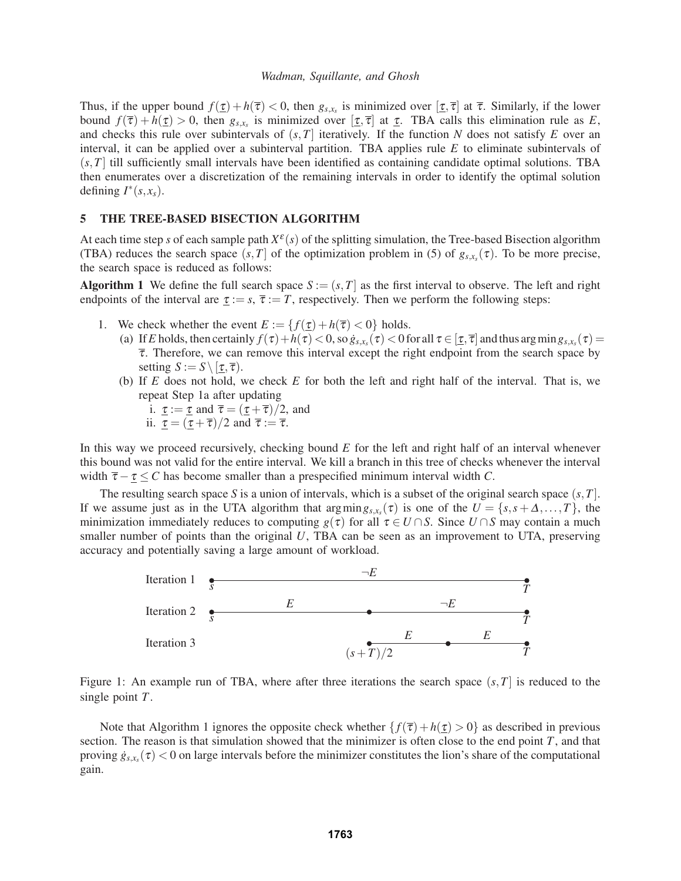Thus, if the upper bound $f(\underline{\tau}) + h(\overline{\tau}) < 0$, then $g_{s,x_s}$ is minimized over $[\underline{\tau}, \overline{\tau}]$ at $\overline{\tau}$. Similarly, if the lower bound $f(\overline{\tau}) + h(\underline{\tau}) > 0$, then $g_{s,x_s}$ is minimized over $[\underline{\tau}, \overline{\tau}]$ at $\underline{\tau}$. TBA calls this elimination rule as $E$, and checks this rule over subintervals of $(s,T]$ iteratively. If the function $N$ does not satisfy $E$ over an interval, it can be applied over a subinterval partition. TBA applies rule $E$ to eliminate subintervals of $(s,T]$ till sufficiently small intervals have been identified as containing candidate optimal solutions. TBA then enumerates over a discretization of the remaining intervals in order to identify the optimal solution defining $I^*(s,x_s)$.

## 5 THE TREE-BASED BISECTION ALGORITHM

At each time step $s$ of each sample path $X^\varepsilon(s)$ of the splitting simulation, the Tree-based Bisection algorithm (TBA) reduces the search space $(s,T]$ of the optimization problem in (5) of $g_{s,x_s}(\tau)$. To be more precise, the search space is reduced as follows:

**Algorithm 1** We define the full search space $S := (s,T]$ as the first interval to observe. The left and right endpoints of the interval are $\underline{\tau} := s$, $\overline{\tau} := T$, respectively. Then we perform the following steps:

1. We check whether the event $E := \{f(\underline{\tau}) + h(\overline{\tau}) < 0\}$ holds.
   (a) If $E$ holds, then certainly $f(\tau)+h(\tau) < 0$, so $\dot{g}_{s,x_s}(\tau) < 0$ for all $\tau \in [\underline{\tau}, \overline{\tau}]$ and thus $\arg\min g_{s,x_s}(\tau) = \overline{\tau}$. Therefore, we can remove this interval except the right endpoint from the search space by setting $S := S \setminus [\underline{\tau}, \overline{\tau})$.
   (b) If $E$ does not hold, we check $E$ for both the left and right half of the interval. That is, we repeat Step 1a after updating
      i. $\underline{\tau} := \underline{\tau}$ and $\overline{\tau} = (\underline{\tau} + \overline{\tau})/2$, and
      ii. $\underline{\tau} = (\underline{\tau} + \overline{\tau})/2$ and $\overline{\tau} := \overline{\tau}$.

In this way we proceed recursively, checking bound $E$ for the left and right half of an interval whenever this bound was not valid for the entire interval. We kill a branch in this tree of checks whenever the interval width $\overline{\tau} - \underline{\tau} \leq C$ has become smaller than a prespecified minimum interval width $C$.

The resulting search space $S$ is a union of intervals, which is a subset of the original search space $(s,T]$. If we assume just as in the UTA algorithm that $\arg\min g_{s,x_s}(\tau)$ is one of the $U = \{s, s+\Delta, \ldots, T\}$, the minimization immediately reduces to computing $g(\tau)$ for all $\tau \in U \cap S$. Since $U \cap S$ may contain a much smaller number of points than the original $U$, TBA can be seen as an improvement to UTA, preserving accuracy and potentially saving a large amount of workload.

Iteration 1: $s$ —— $\neg E$ —— $T$

Iteration 2: $s$ —— $E$ —— • —— $\neg E$ —— $T$

Iteration 3: $(s+T)/2$ —— $E$ —— • —— $E$ —— $T$

Figure 1: An example run of TBA, where after three iterations the search space $(s,T]$ is reduced to the single point $T$.

Note that Algorithm 1 ignores the opposite check whether $\{f(\overline{\tau}) + h(\underline{\tau}) > 0\}$ as described in previous section. The reason is that simulation showed that the minimizer is often close to the end point $T$, and that proving $\dot{g}_{s,x_s}(\tau) < 0$ on large intervals before the minimizer constitutes the lion's share of the computational gain.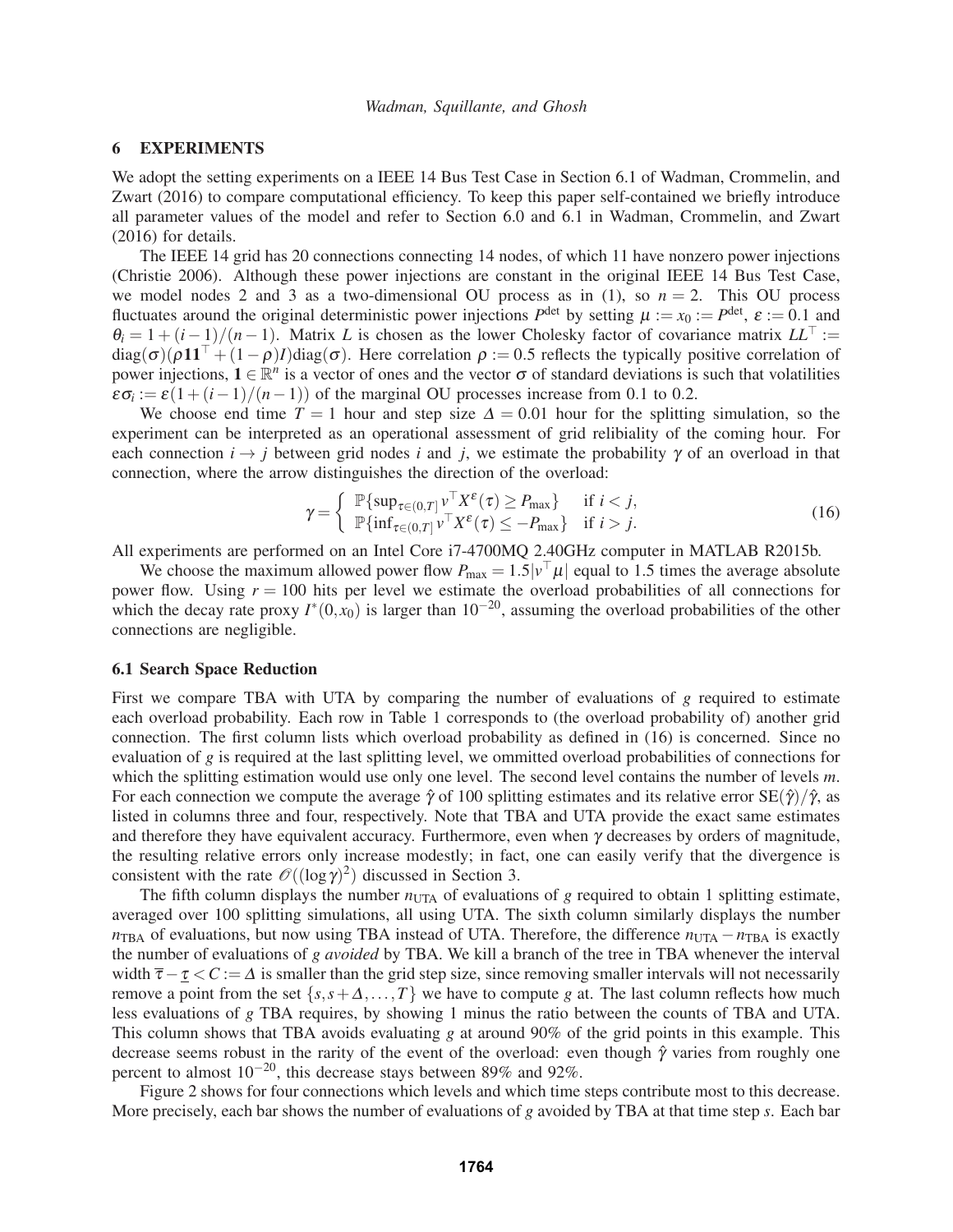## 6 EXPERIMENTS

We adopt the setting experiments on a IEEE 14 Bus Test Case in Section 6.1 of Wadman, Crommelin, and Zwart (2016) to compare computational efficiency. To keep this paper self-contained we briefly introduce all parameter values of the model and refer to Section 6.0 and 6.1 in Wadman, Crommelin, and Zwart (2016) for details.

The IEEE 14 grid has 20 connections connecting 14 nodes, of which 11 have nonzero power injections (Christie 2006). Although these power injections are constant in the original IEEE 14 Bus Test Case, we model nodes 2 and 3 as a two-dimensional OU process as in (1), so $n = 2$. This OU process fluctuates around the original deterministic power injections $P^{\text{det}}$ by setting $\mu := x_0 := P^{\text{det}}$, $\varepsilon := 0.1$ and $\theta_i = 1 + (i-1)/(n-1)$. Matrix $L$ is chosen as the lower Cholesky factor of covariance matrix $LL^\top := \text{diag}(\sigma)(\rho \mathbf{1}\mathbf{1}^\top + (1-\rho)I)\text{diag}(\sigma)$. Here correlation $\rho := 0.5$ reflects the typically positive correlation of power injections, $\mathbf{1} \in \mathbb{R}^n$ is a vector of ones and the vector $\sigma$ of standard deviations is such that volatilities $\varepsilon\sigma_i := \varepsilon(1 + (i-1)/(n-1))$ of the marginal OU processes increase from 0.1 to 0.2.

We choose end time $T = 1$ hour and step size $\Delta = 0.01$ hour for the splitting simulation, so the experiment can be interpreted as an operational assessment of grid relibiality of the coming hour. For each connection $i \to j$ between grid nodes $i$ and $j$, we estimate the probability $\gamma$ of an overload in that connection, where the arrow distinguishes the direction of the overload:

$$
\gamma = \begin{cases} \mathbb{P}\{\sup_{\tau \in (0,T]} v^\top X^\varepsilon(\tau) \geq P_{\max}\} & \text{if } i < j, \\ \mathbb{P}\{\inf_{\tau \in (0,T]} v^\top X^\varepsilon(\tau) \leq -P_{\max}\} & \text{if } i > j. \end{cases} \tag{16}
$$

All experiments are performed on an Intel Core i7-4700MQ 2.40GHz computer in MATLAB R2015b.

We choose the maximum allowed power flow $P_{\max} = 1.5|v^\top \mu|$ equal to 1.5 times the average absolute power flow. Using $r = 100$ hits per level we estimate the overload probabilities of all connections for which the decay rate proxy $I^*(0, x_0)$ is larger than $10^{-20}$, assuming the overload probabilities of the other connections are negligible.

### 6.1 Search Space Reduction

First we compare TBA with UTA by comparing the number of evaluations of $g$ required to estimate each overload probability. Each row in Table 1 corresponds to (the overload probability of) another grid connection. The first column lists which overload probability as defined in (16) is concerned. Since no evaluation of $g$ is required at the last splitting level, we ommitted overload probabilities of connections for which the splitting estimation would use only one level. The second level contains the number of levels $m$. For each connection we compute the average $\hat{\gamma}$ of 100 splitting estimates and its relative error $\text{SE}(\hat{\gamma})/\hat{\gamma}$, as listed in columns three and four, respectively. Note that TBA and UTA provide the exact same estimates and therefore they have equivalent accuracy. Furthermore, even when $\gamma$ decreases by orders of magnitude, the resulting relative errors only increase modestly; in fact, one can easily verify that the divergence is consistent with the rate $\mathscr{O}((\log \gamma)^2)$ discussed in Section 3.

The fifth column displays the number $n_{\text{UTA}}$ of evaluations of $g$ required to obtain 1 splitting estimate, averaged over 100 splitting simulations, all using UTA. The sixth column similarly displays the number $n_{\text{TBA}}$ of evaluations, but now using TBA instead of UTA. Therefore, the difference $n_{\text{UTA}} - n_{\text{TBA}}$ is exactly the number of evaluations of $g$ *avoided* by TBA. We kill a branch of the tree in TBA whenever the interval width $\overline{\tau} - \underline{\tau} < C := \Delta$ is smaller than the grid step size, since removing smaller intervals will not necessarily remove a point from the set $\{s, s+\Delta, \ldots, T\}$ we have to compute $g$ at. The last column reflects how much less evaluations of $g$ TBA requires, by showing 1 minus the ratio between the counts of TBA and UTA. This column shows that TBA avoids evaluating $g$ at around 90% of the grid points in this example. This decrease seems robust in the rarity of the event of the overload: even though $\hat{\gamma}$ varies from roughly one percent to almost $10^{-20}$, this decrease stays between 89% and 92%.

Figure 2 shows for four connections which levels and which time steps contribute most to this decrease. More precisely, each bar shows the number of evaluations of $g$ avoided by TBA at that time step $s$. Each bar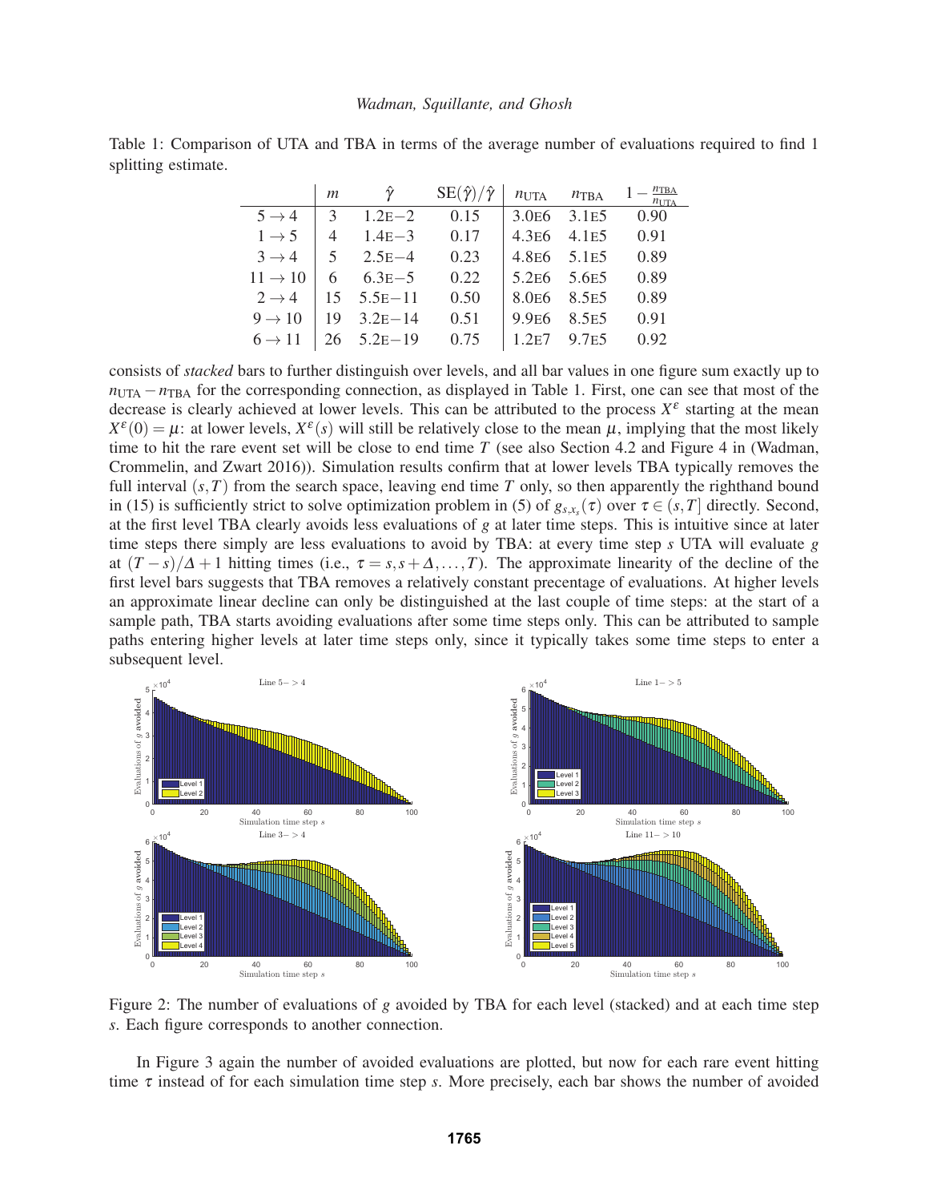Table 1: Comparison of UTA and TBA in terms of the average number of evaluations required to find 1 splitting estimate.

| | $m$ | $\hat{\gamma}$ | $\mathrm{SE}(\hat{\gamma})/\hat{\gamma}$ | $n_{\mathrm{UTA}}$ | $n_{\mathrm{TBA}}$ | $1-\frac{n_{\mathrm{TBA}}}{n_{\mathrm{UTA}}}$ |
|---|---|---|---|---|---|---|
| $5 \to 4$ | 3 | 1.2E−2 | 0.15 | 3.0E6 | 3.1E5 | 0.90 |
| $1 \to 5$ | 4 | 1.4E−3 | 0.17 | 4.3E6 | 4.1E5 | 0.91 |
| $3 \to 4$ | 5 | 2.5E−4 | 0.23 | 4.8E6 | 5.1E5 | 0.89 |
| $11 \to 10$ | 6 | 6.3E−5 | 0.22 | 5.2E6 | 5.6E5 | 0.89 |
| $2 \to 4$ | 15 | 5.5E−11 | 0.50 | 8.0E6 | 8.5E5 | 0.89 |
| $9 \to 10$ | 19 | 3.2E−14 | 0.51 | 9.9E6 | 8.5E5 | 0.91 |
| $6 \to 11$ | 26 | 5.2E−19 | 0.75 | 1.2E7 | 9.7E5 | 0.92 |

consists of *stacked* bars to further distinguish over levels, and all bar values in one figure sum exactly up to $n_{\mathrm{UTA}} - n_{\mathrm{TBA}}$ for the corresponding connection, as displayed in Table 1. First, one can see that most of the decrease is clearly achieved at lower levels. This can be attributed to the process $X^{\varepsilon}$ starting at the mean $X^{\varepsilon}(0) = \mu$: at lower levels, $X^{\varepsilon}(s)$ will still be relatively close to the mean $\mu$, implying that the most likely time to hit the rare event set will be close to end time $T$ (see also Section 4.2 and Figure 4 in (Wadman, Crommelin, and Zwart 2016)). Simulation results confirm that at lower levels TBA typically removes the full interval $(s,T)$ from the search space, leaving end time $T$ only, so then apparently the righthand bound in (15) is sufficiently strict to solve optimization problem in (5) of $g_{s,x_s}(\tau)$ over $\tau \in (s,T]$ directly. Second, at the first level TBA clearly avoids less evaluations of $g$ at later time steps. This is intuitive since at later time steps there simply are less evaluations to avoid by TBA: at every time step $s$ UTA will evaluate $g$ at $(T-s)/\Delta + 1$ hitting times (i.e., $\tau = s, s+\Delta, \ldots, T$). The approximate linearity of the decline of the first level bars suggests that TBA removes a relatively constant precentage of evaluations. At higher levels an approximate linear decline can only be distinguished at the last couple of time steps: at the start of a sample path, TBA starts avoiding evaluations after some time steps only. This can be attributed to sample paths entering higher levels at later time steps only, since it typically takes some time steps to enter a subsequent level.

Figure 2: The number of evaluations of $g$ avoided by TBA for each level (stacked) and at each time step $s$. Each figure corresponds to another connection.

In Figure 3 again the number of avoided evaluations are plotted, but now for each rare event hitting time $\tau$ instead of for each simulation time step $s$. More precisely, each bar shows the number of avoided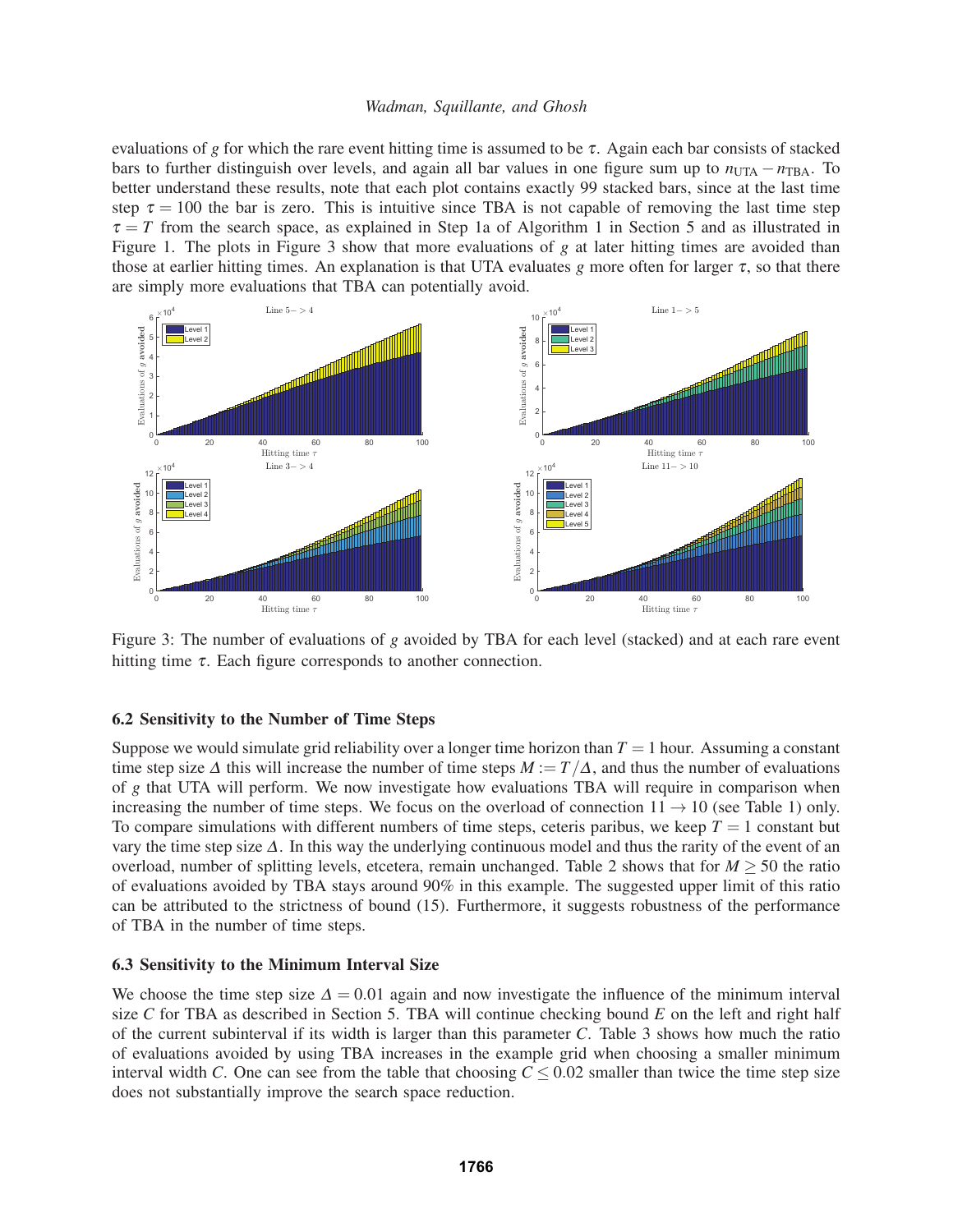evaluations of $g$ for which the rare event hitting time is assumed to be $\tau$. Again each bar consists of stacked bars to further distinguish over levels, and again all bar values in one figure sum up to $n_{\text{UTA}} - n_{\text{TBA}}$. To better understand these results, note that each plot contains exactly 99 stacked bars, since at the last time step $\tau = 100$ the bar is zero. This is intuitive since TBA is not capable of removing the last time step $\tau = T$ from the search space, as explained in Step 1a of Algorithm 1 in Section 5 and as illustrated in Figure 1. The plots in Figure 3 show that more evaluations of $g$ at later hitting times are avoided than those at earlier hitting times. An explanation is that UTA evaluates $g$ more often for larger $\tau$, so that there are simply more evaluations that TBA can potentially avoid.

Figure 3: The number of evaluations of $g$ avoided by TBA for each level (stacked) and at each rare event hitting time $\tau$. Each figure corresponds to another connection.

### 6.2 Sensitivity to the Number of Time Steps

Suppose we would simulate grid reliability over a longer time horizon than $T = 1$ hour. Assuming a constant time step size $\Delta$ this will increase the number of time steps $M := T/\Delta$, and thus the number of evaluations of $g$ that UTA will perform. We now investigate how evaluations TBA will require in comparison when increasing the number of time steps. We focus on the overload of connection $11 \rightarrow 10$ (see Table 1) only. To compare simulations with different numbers of time steps, ceteris paribus, we keep $T = 1$ constant but vary the time step size $\Delta$. In this way the underlying continuous model and thus the rarity of the event of an overload, number of splitting levels, etcetera, remain unchanged. Table 2 shows that for $M \geq 50$ the ratio of evaluations avoided by TBA stays around 90% in this example. The suggested upper limit of this ratio can be attributed to the strictness of bound (15). Furthermore, it suggests robustness of the performance of TBA in the number of time steps.

### 6.3 Sensitivity to the Minimum Interval Size

We choose the time step size $\Delta = 0.01$ again and now investigate the influence of the minimum interval size $C$ for TBA as described in Section 5. TBA will continue checking bound $E$ on the left and right half of the current subinterval if its width is larger than this parameter $C$. Table 3 shows how much the ratio of evaluations avoided by using TBA increases in the example grid when choosing a smaller minimum interval width $C$. One can see from the table that choosing $C \leq 0.02$ smaller than twice the time step size does not substantially improve the search space reduction.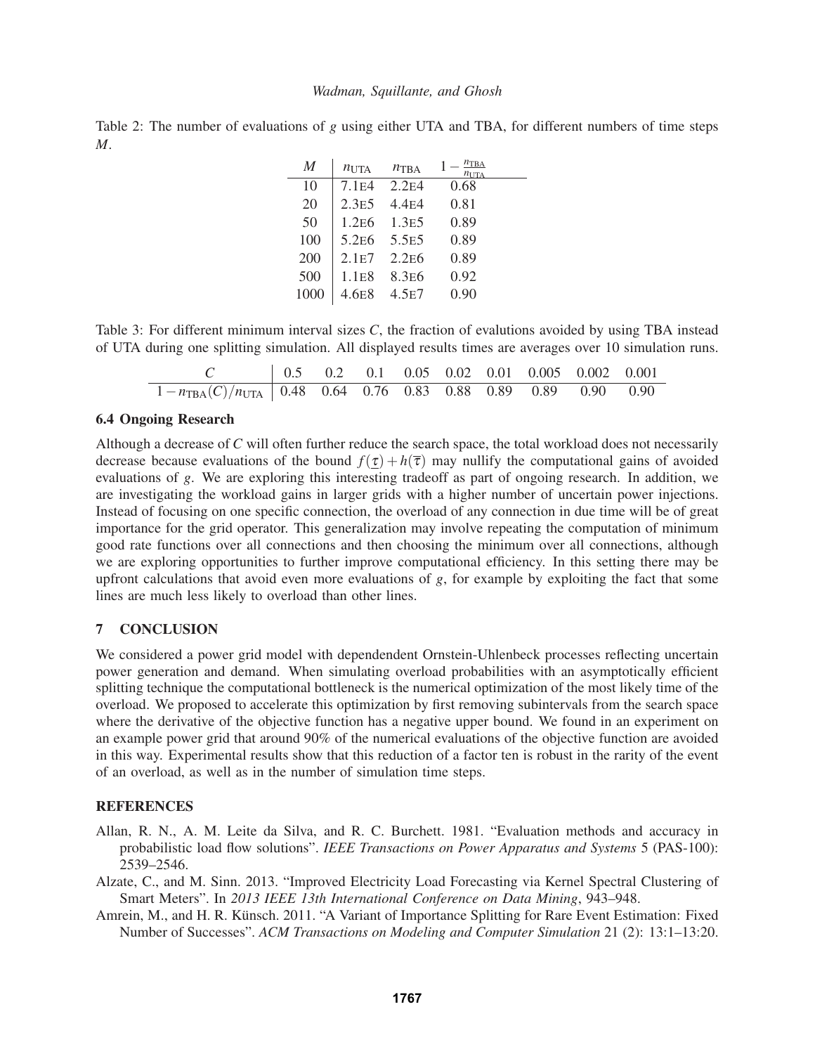Table 2: The number of evaluations of $g$ using either UTA and TBA, for different numbers of time steps $M$.

| $M$ | $n_{\text{UTA}}$ | $n_{\text{TBA}}$ | $1-\frac{n_{\text{TBA}}}{n_{\text{UTA}}}$ |
|---|---|---|---|
| 10 | 7.1E4 | 2.2E4 | 0.68 |
| 20 | 2.3E5 | 4.4E4 | 0.81 |
| 50 | 1.2E6 | 1.3E5 | 0.89 |
| 100 | 5.2E6 | 5.5E5 | 0.89 |
| 200 | 2.1E7 | 2.2E6 | 0.89 |
| 500 | 1.1E8 | 8.3E6 | 0.92 |
| 1000 | 4.6E8 | 4.5E7 | 0.90 |

Table 3: For different minimum interval sizes $C$, the fraction of evalutions avoided by using TBA instead of UTA during one splitting simulation. All displayed results times are averages over 10 simulation runs.

| $C$ | 0.5 | 0.2 | 0.1 | 0.05 | 0.02 | 0.01 | 0.005 | 0.002 | 0.001 |
|---|---|---|---|---|---|---|---|---|---|
| $1-n_{\text{TBA}}(C)/n_{\text{UTA}}$ | 0.48 | 0.64 | 0.76 | 0.83 | 0.88 | 0.89 | 0.89 | 0.90 | 0.90 |

### 6.4 Ongoing Research

Although a decrease of $C$ will often further reduce the search space, the total workload does not necessarily decrease because evaluations of the bound $f(\underline{\tau})+h(\overline{\tau})$ may nullify the computational gains of avoided evaluations of $g$. We are exploring this interesting tradeoff as part of ongoing research. In addition, we are investigating the workload gains in larger grids with a higher number of uncertain power injections. Instead of focusing on one specific connection, the overload of any connection in due time will be of great importance for the grid operator. This generalization may involve repeating the computation of minimum good rate functions over all connections and then choosing the minimum over all connections, although we are exploring opportunities to further improve computational efficiency. In this setting there may be upfront calculations that avoid even more evaluations of $g$, for example by exploiting the fact that some lines are much less likely to overload than other lines.

## 7 CONCLUSION

We considered a power grid model with dependendent Ornstein-Uhlenbeck processes reflecting uncertain power generation and demand. When simulating overload probabilities with an asymptotically efficient splitting technique the computational bottleneck is the numerical optimization of the most likely time of the overload. We proposed to accelerate this optimization by first removing subintervals from the search space where the derivative of the objective function has a negative upper bound. We found in an experiment on an example power grid that around 90% of the numerical evaluations of the objective function are avoided in this way. Experimental results show that this reduction of a factor ten is robust in the rarity of the event of an overload, as well as in the number of simulation time steps.

## REFERENCES

Allan, R. N., A. M. Leite da Silva, and R. C. Burchett. 1981. "Evaluation methods and accuracy in probabilistic load flow solutions". *IEEE Transactions on Power Apparatus and Systems* 5 (PAS-100): 2539–2546.

Alzate, C., and M. Sinn. 2013. "Improved Electricity Load Forecasting via Kernel Spectral Clustering of Smart Meters". In *2013 IEEE 13th International Conference on Data Mining*, 943–948.

Amrein, M., and H. R. Künsch. 2011. "A Variant of Importance Splitting for Rare Event Estimation: Fixed Number of Successes". *ACM Transactions on Modeling and Computer Simulation* 21 (2): 13:1–13:20.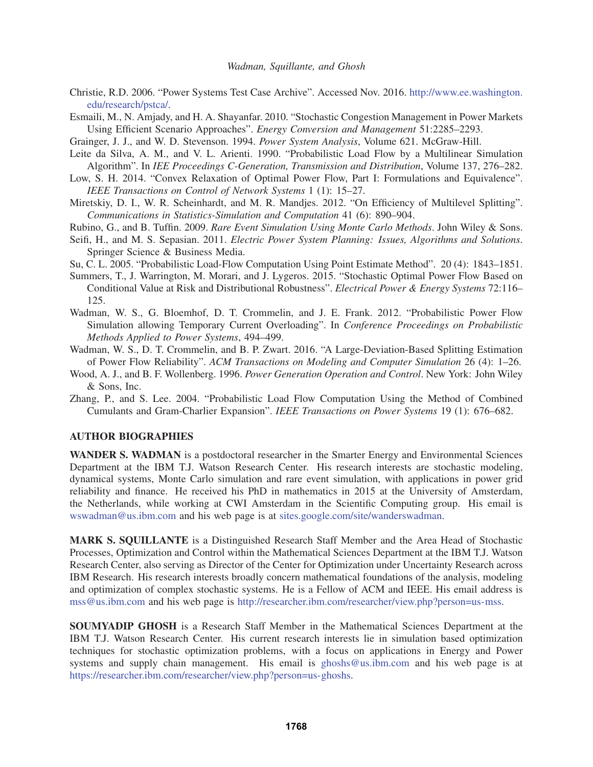Christie, R.D. 2006. "Power Systems Test Case Archive". Accessed Nov. 2016. http://www.ee.washington.edu/research/pstca/.

Esmaili, M., N. Amjady, and H. A. Shayanfar. 2010. "Stochastic Congestion Management in Power Markets Using Efficient Scenario Approaches". *Energy Conversion and Management* 51:2285–2293.

Grainger, J. J., and W. D. Stevenson. 1994. *Power System Analysis*, Volume 621. McGraw-Hill.

Leite da Silva, A. M., and V. L. Arienti. 1990. "Probabilistic Load Flow by a Multilinear Simulation Algorithm". In *IEE Proceedings C-Generation, Transmission and Distribution*, Volume 137, 276–282.

Low, S. H. 2014. "Convex Relaxation of Optimal Power Flow, Part I: Formulations and Equivalence". *IEEE Transactions on Control of Network Systems* 1 (1): 15–27.

Miretskiy, D. I., W. R. Scheinhardt, and M. R. Mandjes. 2012. "On Efficiency of Multilevel Splitting". *Communications in Statistics-Simulation and Computation* 41 (6): 890–904.

Rubino, G., and B. Tuffin. 2009. *Rare Event Simulation Using Monte Carlo Methods*. John Wiley & Sons.

Seifi, H., and M. S. Sepasian. 2011. *Electric Power System Planning: Issues, Algorithms and Solutions*. Springer Science & Business Media.

Su, C. L. 2005. "Probabilistic Load-Flow Computation Using Point Estimate Method". 20 (4): 1843–1851.

Summers, T., J. Warrington, M. Morari, and J. Lygeros. 2015. "Stochastic Optimal Power Flow Based on Conditional Value at Risk and Distributional Robustness". *Electrical Power & Energy Systems* 72:116–125.

Wadman, W. S., G. Bloemhof, D. T. Crommelin, and J. E. Frank. 2012. "Probabilistic Power Flow Simulation allowing Temporary Current Overloading". In *Conference Proceedings on Probabilistic Methods Applied to Power Systems*, 494–499.

Wadman, W. S., D. T. Crommelin, and B. P. Zwart. 2016. "A Large-Deviation-Based Splitting Estimation of Power Flow Reliability". *ACM Transactions on Modeling and Computer Simulation* 26 (4): 1–26.

Wood, A. J., and B. F. Wollenberg. 1996. *Power Generation Operation and Control*. New York: John Wiley & Sons, Inc.

Zhang, P., and S. Lee. 2004. "Probabilistic Load Flow Computation Using the Method of Combined Cumulants and Gram-Charlier Expansion". *IEEE Transactions on Power Systems* 19 (1): 676–682.

## AUTHOR BIOGRAPHIES

**WANDER S. WADMAN** is a postdoctoral researcher in the Smarter Energy and Environmental Sciences Department at the IBM T.J. Watson Research Center. His research interests are stochastic modeling, dynamical systems, Monte Carlo simulation and rare event simulation, with applications in power grid reliability and finance. He received his PhD in mathematics in 2015 at the University of Amsterdam, the Netherlands, while working at CWI Amsterdam in the Scientific Computing group. His email is wswadman@us.ibm.com and his web page is at sites.google.com/site/wanderswadman.

**MARK S. SQUILLANTE** is a Distinguished Research Staff Member and the Area Head of Stochastic Processes, Optimization and Control within the Mathematical Sciences Department at the IBM T.J. Watson Research Center, also serving as Director of the Center for Optimization under Uncertainty Research across IBM Research. His research interests broadly concern mathematical foundations of the analysis, modeling and optimization of complex stochastic systems. He is a Fellow of ACM and IEEE. His email address is mss@us.ibm.com and his web page is http://researcher.ibm.com/researcher/view.php?person=us-mss.

**SOUMYADIP GHOSH** is a Research Staff Member in the Mathematical Sciences Department at the IBM T.J. Watson Research Center. His current research interests lie in simulation based optimization techniques for stochastic optimization problems, with a focus on applications in Energy and Power systems and supply chain management. His email is ghoshs@us.ibm.com and his web page is at https://researcher.ibm.com/researcher/view.php?person=us-ghoshs.